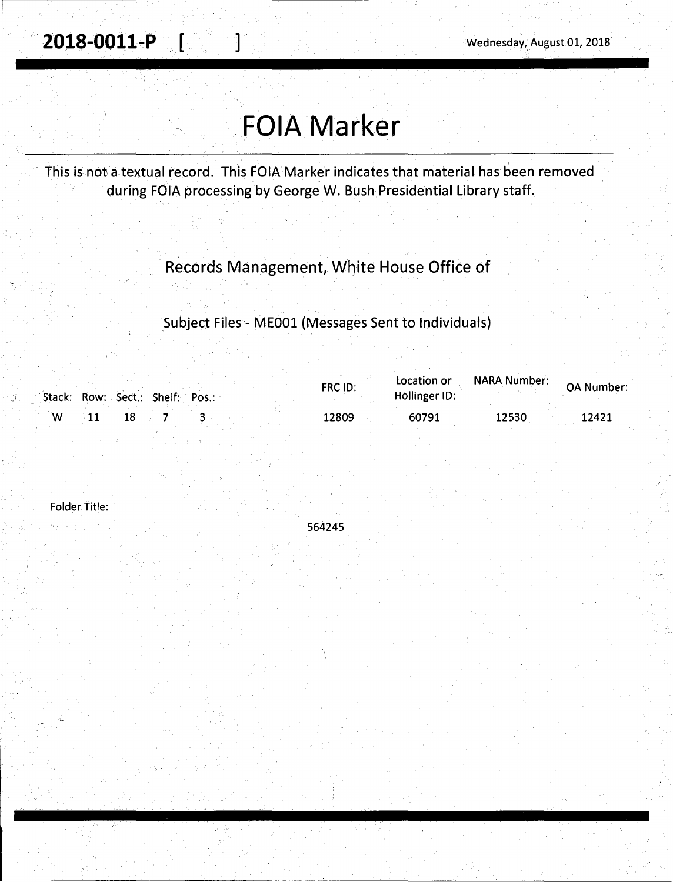**2018-0011-P [ ]** Wednesday, August 01, 2018

# FOIA Marker

This is not a textual record. This FOIA Marker indicates that material has been removed during FOIA processing by George W. Bush Presidential Library staff.

Records Management, White House Office of

Subject Files - ME001 (Messages Sent to Individuals)

| Stack: | Row: | Sect.: | Shelf: | Pos.: | FRC ID: | Location or Hollinger ID: | NARA Number: | OA Number: |
|---|---|---|---|---|---|---|---|---|
| W | 11 | 18 | 7 | 3 | 12809 | 60791 | 12530 | 12421 |

Folder Title:

564245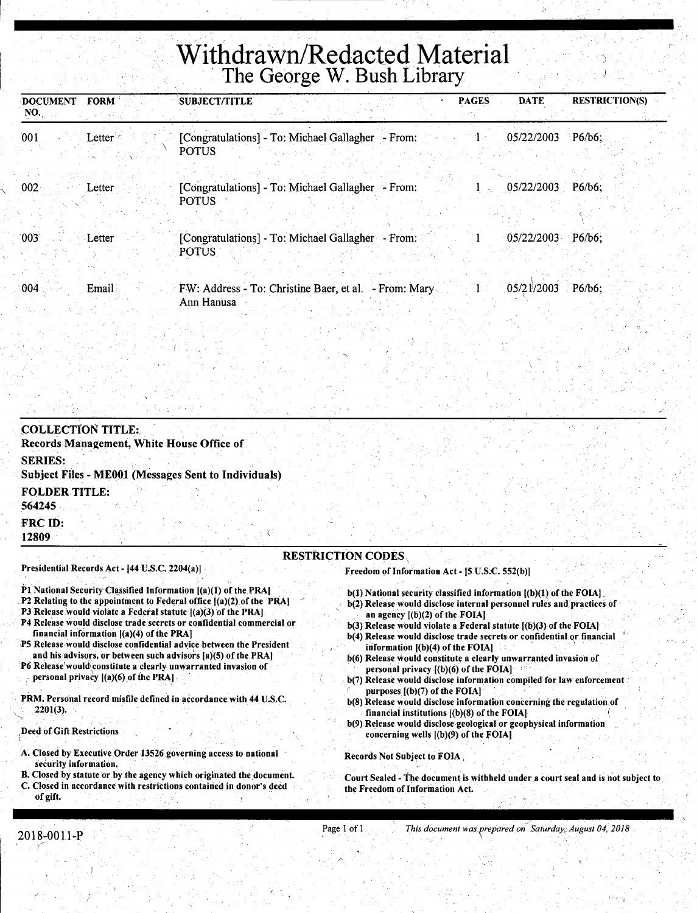# Withdrawn/Redacted Material
## The George W. Bush Library

| DOCUMENT NO. | FORM | SUBJECT/TITLE | PAGES | DATE | RESTRICTION(S) |
|---|---|---|---|---|---|
| 001 | Letter | [Congratulations] - To: Michael Gallagher - From: POTUS | 1 | 05/22/2003 | P6/b6; |
| 002 | Letter | [Congratulations] - To: Michael Gallagher - From: POTUS | 1 | 05/22/2003 | P6/b6; |
| 003 | Letter | [Congratulations] - To: Michael Gallagher - From: POTUS | 1 | 05/22/2003 | P6/b6; |
| 004 | Email | FW: Address - To: Christine Baer, et al. - From: Mary Ann Hanusa | 1 | 05/21/2003 | P6/b6; |

**COLLECTION TITLE:**
**Records Management, White House Office of**

**SERIES:**
**Subject Files - ME001 (Messages Sent to Individuals)**

**FOLDER TITLE:**
**564245**

**FRC ID:**
**12809**

### RESTRICTION CODES

**Presidential Records Act - [44 U.S.C. 2204(a)]**

P1 National Security Classified Information [(a)(1) of the PRA]
P2 Relating to the appointment to Federal office [(a)(2) of the PRA]
P3 Release would violate a Federal statute [(a)(3) of the PRA]
P4 Release would disclose trade secrets or confidential commercial or financial information [(a)(4) of the PRA]
P5 Release would disclose confidential advice between the President and his advisors, or between such advisors [a)(5) of the PRA]
P6 Release would constitute a clearly unwarranted invasion of personal privacy [(a)(6) of the PRA]

PRM. Personal record misfile defined in accordance with 44 U.S.C. 2201(3).

Deed of Gift Restrictions

A. Closed by Executive Order 13526 governing access to national security information.
B. Closed by statute or by the agency which originated the document.
C. Closed in accordance with restrictions contained in donor's deed of gift.

**Freedom of Information Act - [5 U.S.C. 552(b)]**

b(1) National security classified information [(b)(1) of the FOIA]
b(2) Release would disclose internal personnel rules and practices of an agency [(b)(2) of the FOIA]
b(3) Release would violate a Federal statute [(b)(3) of the FOIA]
b(4) Release would disclose trade secrets or confidential or financial information [(b)(4) of the FOIA]
b(6) Release would constitute a clearly unwarranted invasion of personal privacy [(b)(6) of the FOIA]
b(7) Release would disclose information compiled for law enforcement purposes [(b)(7) of the FOIA]
b(8) Release would disclose information concerning the regulation of financial institutions [(b)(8) of the FOIA]
b(9) Release would disclose geological or geophysical information concerning wells [(b)(9) of the FOIA]

Records Not Subject to FOIA

Court Sealed - The document is withheld under a court seal and is not subject to the Freedom of Information Act.

2018-0011-P

*This document was prepared on Saturday, August 04, 2018*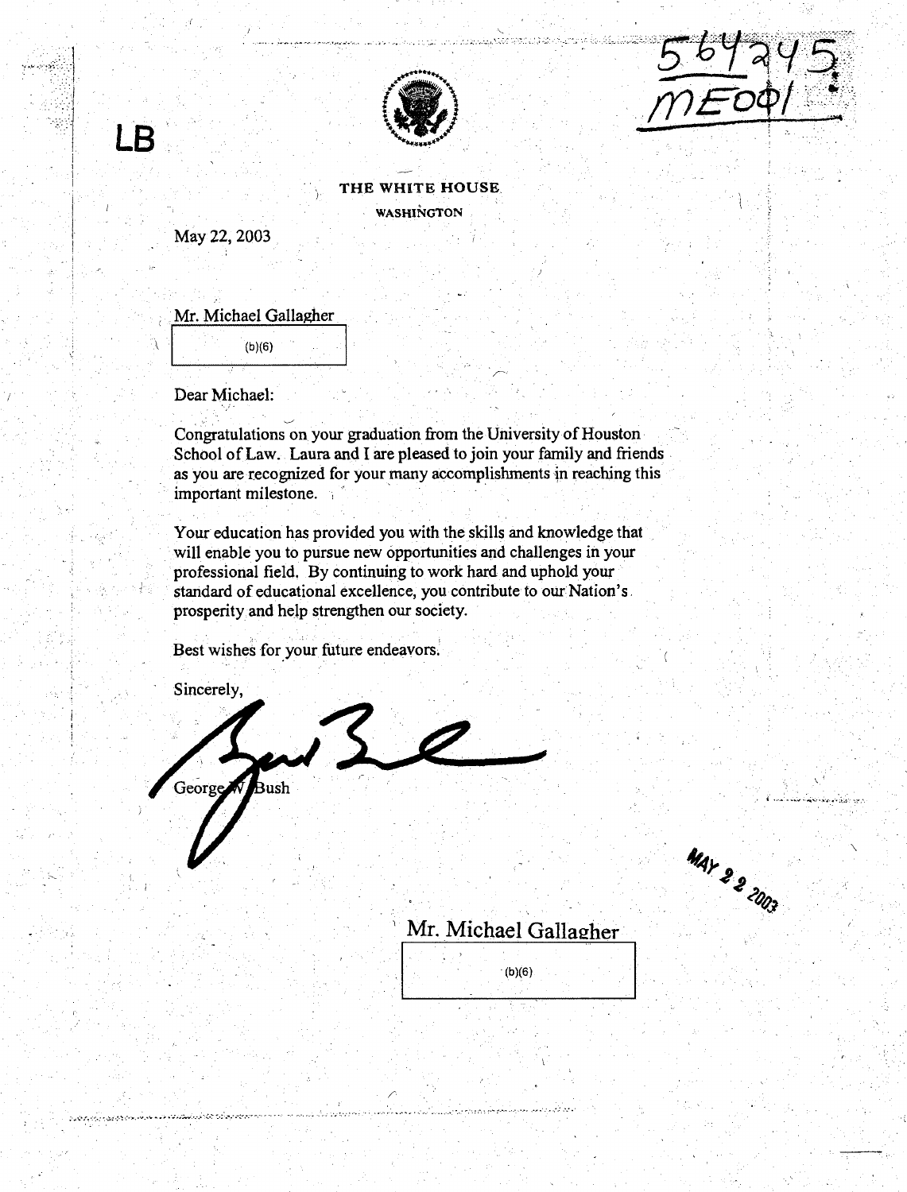LB

564245
ME001

THE WHITE HOUSE

WASHINGTON

May 22, 2003

Mr. Michael Gallagher

(b)(6)

Dear Michael:

Congratulations on your graduation from the University of Houston School of Law. Laura and I are pleased to join your family and friends as you are recognized for your many accomplishments in reaching this important milestone.

Your education has provided you with the skills and knowledge that will enable you to pursue new opportunities and challenges in your professional field. By continuing to work hard and uphold your standard of educational excellence, you contribute to our Nation's prosperity and help strengthen our society.

Best wishes for your future endeavors.

Sincerely,

George W. Bush

MAY 22 2003

Mr. Michael Gallagher

(b)(6)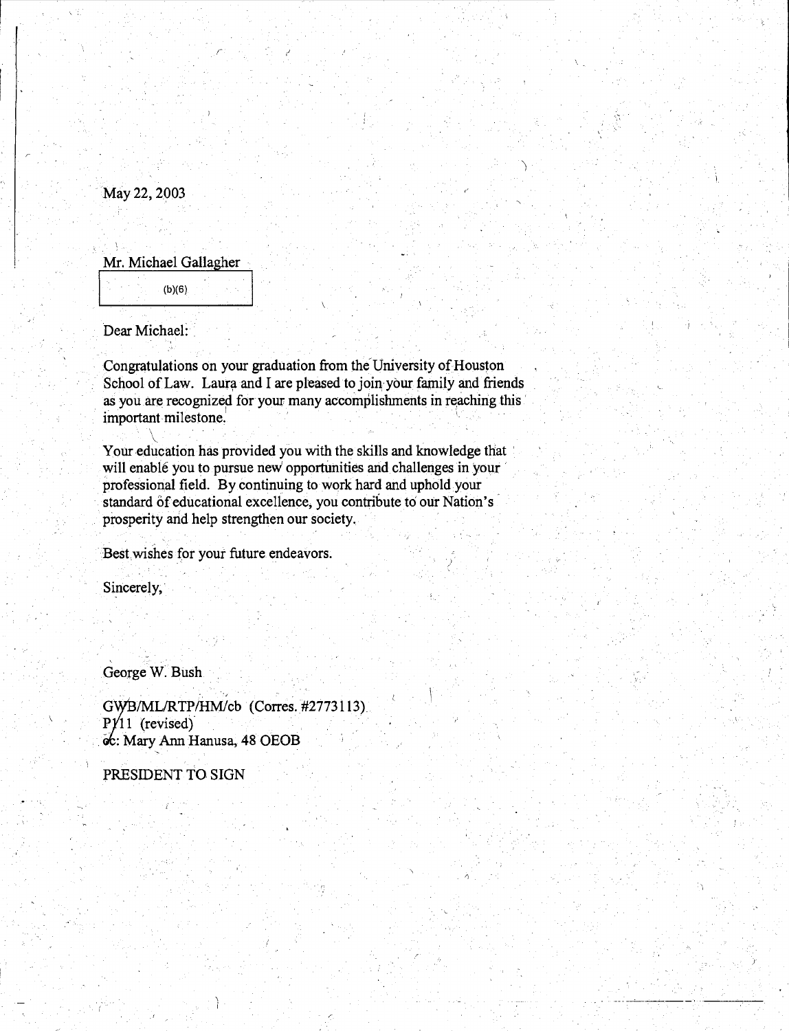May 22, 2003

Mr. Michael Gallagher

(b)(6)

Dear Michael:

Congratulations on your graduation from the University of Houston School of Law. Laura and I are pleased to join your family and friends as you are recognized for your many accomplishments in reaching this important milestone.

Your education has provided you with the skills and knowledge that will enable you to pursue new opportunities and challenges in your professional field. By continuing to work hard and uphold your standard of educational excellence, you contribute to our Nation's prosperity and help strengthen our society.

Best wishes for your future endeavors.

Sincerely,

George W. Bush

GWB/ML/RTP/HM/cb (Corres. #2773113)
P/11 (revised)
cc: Mary Ann Hanusa, 48 OEOB

PRESIDENT TO SIGN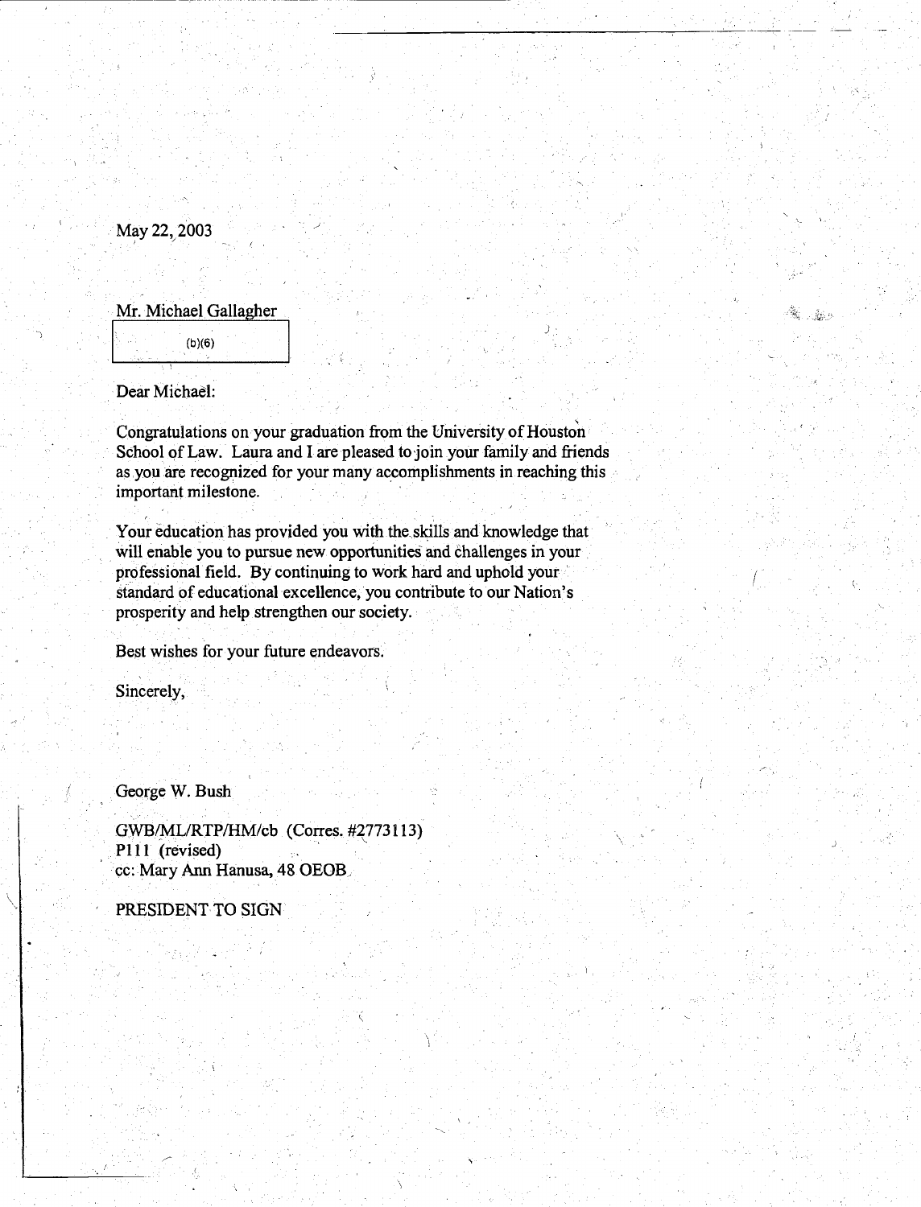May 22, 2003

Mr. Michael Gallagher

(b)(6)

Dear Michael:

Congratulations on your graduation from the University of Houston School of Law. Laura and I are pleased to join your family and friends as you are recognized for your many accomplishments in reaching this important milestone.

Your education has provided you with the skills and knowledge that will enable you to pursue new opportunities and challenges in your professional field. By continuing to work hard and uphold your standard of educational excellence, you contribute to our Nation's prosperity and help strengthen our society.

Best wishes for your future endeavors.

Sincerely,

George W. Bush

GWB/ML/RTP/HM/cb (Corres. #2773113)
P111 (revised)
cc: Mary Ann Hanusa, 48 OEOB

PRESIDENT TO SIGN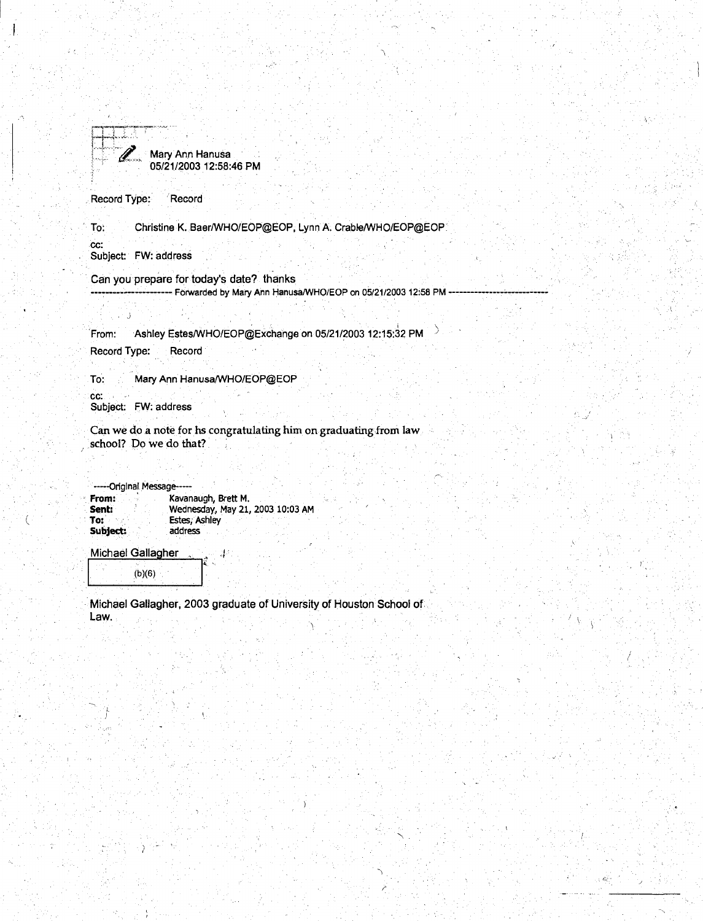Mary Ann Hanusa
05/21/2003 12:58:46 PM

Record Type: Record

To: Christine K. Baer/WHO/EOP@EOP, Lynn A. Crable/WHO/EOP@EOP

cc:

Subject: FW: address

Can you prepare for today's date? thanks

---------------------- Forwarded by Mary Ann Hanusa/WHO/EOP on 05/21/2003 12:58 PM ---------------------------

From: Ashley Estes/WHO/EOP@Exchange on 05/21/2003 12:15:32 PM

Record Type: Record

To: Mary Ann Hanusa/WHO/EOP@EOP

cc:

Subject: FW: address

Can we do a note for hs congratulating him on graduating from law school? Do we do that?

-----Original Message-----

**From:** Kavanaugh, Brett M.

**Sent:** Wednesday, May 21, 2003 10:03 AM

**To:** Estes, Ashley

**Subject:** address

Michael Gallagher

(b)(6)

Michael Gallagher, 2003 graduate of University of Houston School of Law.